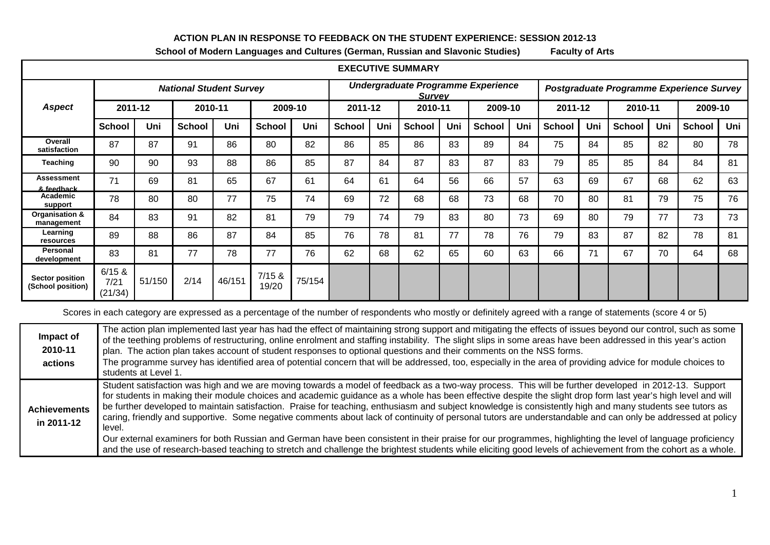# ACTION PLAN IN RESPONSE TO FEEDBACK ON THE STUDENT EXPERIENCE: SESSION 2012-13

**School of Modern Languages and Cultures (German, Russian and Slavonic Studies)** **Faculty of Arts**

| EXECUTIVE SUMMARY | | | | | | | | | | | | | | | | | | |
|---|---|---|---|---|---|---|---|---|---|---|---|---|---|---|---|---|---|---|
| ***Aspect*** | ***National Student Survey*** | | | | | | ***Undergraduate Programme Experience Survey*** | | | | | | ***Postgraduate Programme Experience Survey*** | | | | | |
| | **2011-12** | | **2010-11** | | **2009-10** | | **2011-12** | | **2010-11** | | **2009-10** | | **2011-12** | | **2010-11** | | **2009-10** | |
| | **School** | **Uni** | **School** | **Uni** | **School** | **Uni** | **School** | **Uni** | **School** | **Uni** | **School** | **Uni** | **School** | **Uni** | **School** | **Uni** | **School** | **Uni** |
| **Overall satisfaction** | 87 | 87 | 91 | 86 | 80 | 82 | 86 | 85 | 86 | 83 | 89 | 84 | 75 | 84 | 85 | 82 | 80 | 78 |
| **Teaching** | 90 | 90 | 93 | 88 | 86 | 85 | 87 | 84 | 87 | 83 | 87 | 83 | 79 | 85 | 85 | 84 | 84 | 81 |
| **Assessment & feedback** | 71 | 69 | 81 | 65 | 67 | 61 | 64 | 61 | 64 | 56 | 66 | 57 | 63 | 69 | 67 | 68 | 62 | 63 |
| **Academic support** | 78 | 80 | 80 | 77 | 75 | 74 | 69 | 72 | 68 | 68 | 73 | 68 | 70 | 80 | 81 | 79 | 75 | 76 |
| **Organisation & management** | 84 | 83 | 91 | 82 | 81 | 79 | 79 | 74 | 79 | 83 | 80 | 73 | 69 | 80 | 79 | 77 | 73 | 73 |
| **Learning resources** | 89 | 88 | 86 | 87 | 84 | 85 | 76 | 78 | 81 | 77 | 78 | 76 | 79 | 83 | 87 | 82 | 78 | 81 |
| **Personal development** | 83 | 81 | 77 | 78 | 77 | 76 | 62 | 68 | 62 | 65 | 60 | 63 | 66 | 71 | 67 | 70 | 64 | 68 |
| **Sector position (School position)** | 6/15 & 7/21 (21/34) | 51/150 | 2/14 | 46/151 | 7/15 & 19/20 | 75/154 | | | | | | | | | | | | |

Scores in each category are expressed as a percentage of the number of respondents who mostly or definitely agreed with a range of statements (score 4 or 5)

| | |
|---|---|
| **Impact of 2010-11 actions** | The action plan implemented last year has had the effect of maintaining strong support and mitigating the effects of issues beyond our control, such as some of the teething problems of restructuring, online enrolment and staffing instability. The slight slips in some areas have been addressed in this year's action plan. The action plan takes account of student responses to optional questions and their comments on the NSS forms.<br>The programme survey has identified area of potential concern that will be addressed, too, especially in the area of providing advice for module choices to students at Level 1. |
| **Achievements in 2011-12** | Student satisfaction was high and we are moving towards a model of feedback as a two-way process. This will be further developed in 2012-13. Support for students in making their module choices and academic guidance as a whole has been effective despite the slight drop form last year's high level and will be further developed to maintain satisfaction. Praise for teaching, enthusiasm and subject knowledge is consistently high and many students see tutors as caring, friendly and supportive. Some negative comments about lack of continuity of personal tutors are understandable and can only be addressed at policy level.<br>Our external examiners for both Russian and German have been consistent in their praise for our programmes, highlighting the level of language proficiency and the use of research-based teaching to stretch and challenge the brightest students while eliciting good levels of achievement from the cohort as a whole. |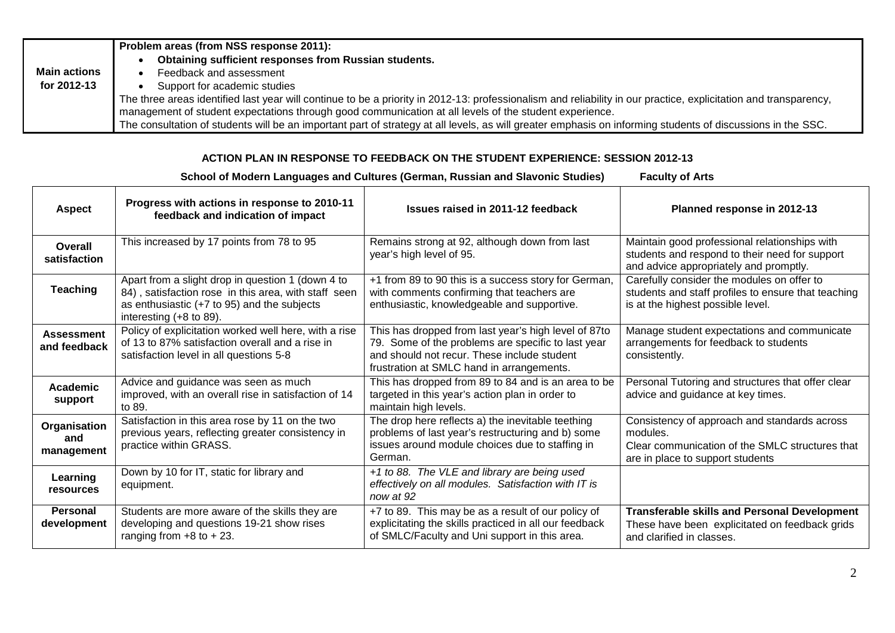| | |
|---|---|
| **Main actions for 2012-13** | **Problem areas (from NSS response 2011):**<br>• **Obtaining sufficient responses from Russian students.**<br>• Feedback and assessment<br>• Support for academic studies<br>The three areas identified last year will continue to be a priority in 2012-13: professionalism and reliability in our practice, explicitation and transparency, management of student expectations through good communication at all levels of the student experience.<br>The consultation of students will be an important part of strategy at all levels, as will greater emphasis on informing students of discussions in the SSC. |

## ACTION PLAN IN RESPONSE TO FEEDBACK ON THE STUDENT EXPERIENCE: SESSION 2012-13

**School of Modern Languages and Cultures (German, Russian and Slavonic Studies)** **Faculty of Arts**

| Aspect | Progress with actions in response to 2010-11 feedback and indication of impact | Issues raised in 2011-12 feedback | Planned response in 2012-13 |
|---|---|---|---|
| **Overall satisfaction** | This increased by 17 points from 78 to 95 | Remains strong at 92, although down from last year's high level of 95. | Maintain good professional relationships with students and respond to their need for support and advice appropriately and promptly. |
| **Teaching** | Apart from a slight drop in question 1 (down 4 to 84) , satisfaction rose in this area, with staff seen as enthusiastic (+7 to 95) and the subjects interesting (+8 to 89). | +1 from 89 to 90 this is a success story for German, with comments confirming that teachers are enthusiastic, knowledgeable and supportive. | Carefully consider the modules on offer to students and staff profiles to ensure that teaching is at the highest possible level. |
| **Assessment and feedback** | Policy of explicitation worked well here, with a rise of 13 to 87% satisfaction overall and a rise in satisfaction level in all questions 5-8 | This has dropped from last year's high level of 87to 79. Some of the problems are specific to last year and should not recur. These include student frustration at SMLC hand in arrangements. | Manage student expectations and communicate arrangements for feedback to students consistently. |
| **Academic support** | Advice and guidance was seen as much improved, with an overall rise in satisfaction of 14 to 89. | This has dropped from 89 to 84 and is an area to be targeted in this year's action plan in order to maintain high levels. | Personal Tutoring and structures that offer clear advice and guidance at key times. |
| **Organisation and management** | Satisfaction in this area rose by 11 on the two previous years, reflecting greater consistency in practice within GRASS. | The drop here reflects a) the inevitable teething problems of last year's restructuring and b) some issues around module choices due to staffing in German. | Consistency of approach and standards across modules.<br>Clear communication of the SMLC structures that are in place to support students |
| **Learning resources** | Down by 10 for IT, static for library and equipment. | *+1 to 88. The VLE and library are being used effectively on all modules. Satisfaction with IT is now at 92* | |
| **Personal development** | Students are more aware of the skills they are developing and questions 19-21 show rises ranging from +8 to + 23. | +7 to 89. This may be as a result of our policy of explicitating the skills practiced in all our feedback of SMLC/Faculty and Uni support in this area. | **Transferable skills and Personal Development**<br>These have been explicitated on feedback grids and clarified in classes. |